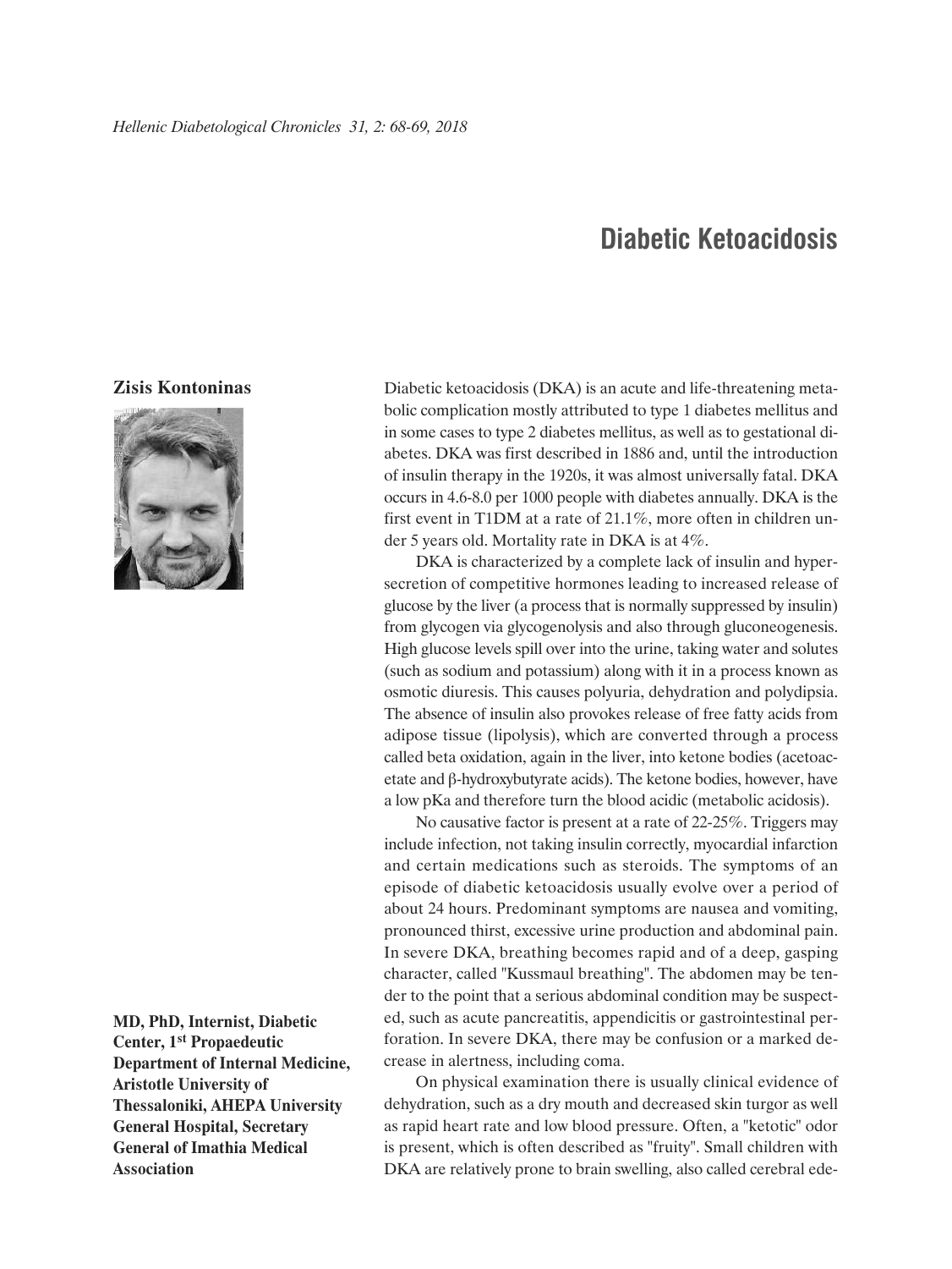# Diabetic Ketoacidosis

**Zisis Kontoninas**

**MD, PhD, Internist, Diabetic Center, 1st Propaedeutic Department of Internal Medicine, Aristotle University of Thessaloniki, AHEPA University General Hospital, Secretary General of Imathia Medical Association**

Diabetic ketoacidosis (DKA) is an acute and life-threatening metabolic complication mostly attributed to type 1 diabetes mellitus and in some cases to type 2 diabetes mellitus, as well as to gestational diabetes. DKA was first described in 1886 and, until the introduction of insulin therapy in the 1920s, it was almost universally fatal. DKA occurs in 4.6-8.0 per 1000 people with diabetes annually. DKA is the first event in T1DM at a rate of 21.1%, more often in children under 5 years old. Mortality rate in DKA is at 4%.

DKA is characterized by a complete lack of insulin and hypersecretion of competitive hormones leading to increased release of glucose by the liver (a process that is normally suppressed by insulin) from glycogen via glycogenolysis and also through gluconeogenesis. High glucose levels spill over into the urine, taking water and solutes (such as sodium and potassium) along with it in a process known as osmotic diuresis. This causes polyuria, dehydration and polydipsia. The absence of insulin also provokes release of free fatty acids from adipose tissue (lipolysis), which are converted through a process called beta oxidation, again in the liver, into ketone bodies (acetoacetate and β-hydroxybutyrate acids). The ketone bodies, however, have a low pKa and therefore turn the blood acidic (metabolic acidosis).

No causative factor is present at a rate of 22-25%. Triggers may include infection, not taking insulin correctly, myocardial infarction and certain medications such as steroids. The symptoms of an episode of diabetic ketoacidosis usually evolve over a period of about 24 hours. Predominant symptoms are nausea and vomiting, pronounced thirst, excessive urine production and abdominal pain. In severe DKA, breathing becomes rapid and of a deep, gasping character, called "Kussmaul breathing". The abdomen may be tender to the point that a serious abdominal condition may be suspected, such as acute pancreatitis, appendicitis or gastrointestinal perforation. In severe DKA, there may be confusion or a marked decrease in alertness, including coma.

On physical examination there is usually clinical evidence of dehydration, such as a dry mouth and decreased skin turgor as well as rapid heart rate and low blood pressure. Often, a "ketotic" odor is present, which is often described as "fruity". Small children with DKA are relatively prone to brain swelling, also called cerebral ede-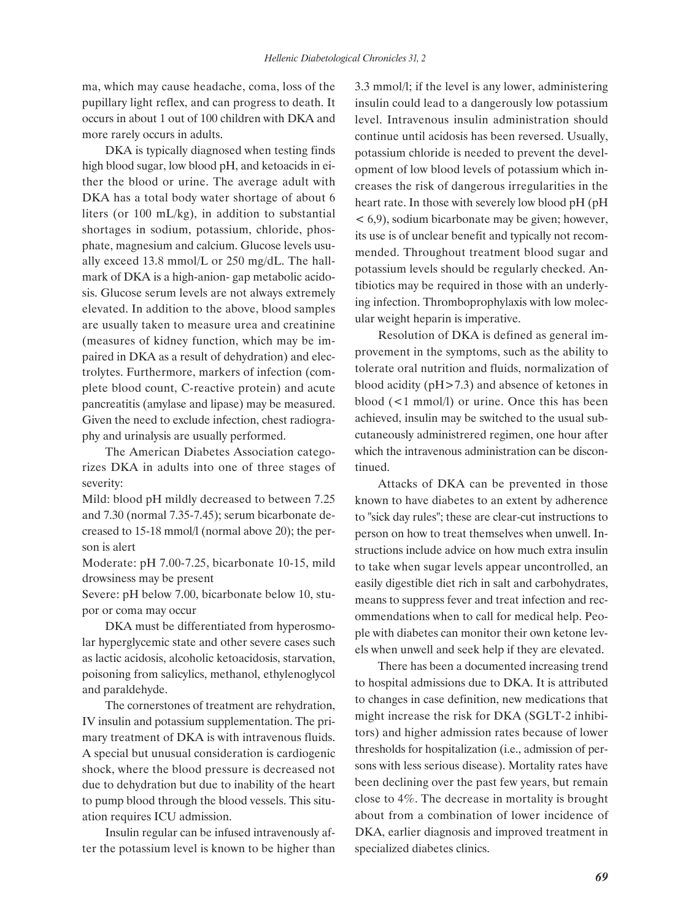ma, which may cause headache, coma, loss of the pupillary light reflex, and can progress to death. It occurs in about 1 out of 100 children with DKA and more rarely occurs in adults.

DKA is typically diagnosed when testing finds high blood sugar, low blood pH, and ketoacids in either the blood or urine. The average adult with DKA has a total body water shortage of about 6 liters (or 100 mL/kg), in addition to substantial shortages in sodium, potassium, chloride, phosphate, magnesium and calcium. Glucose levels usually exceed 13.8 mmol/L or 250 mg/dL. The hallmark of DKA is a high-anion- gap metabolic acidosis. Glucose serum levels are not always extremely elevated. In addition to the above, blood samples are usually taken to measure urea and creatinine (measures of kidney function, which may be impaired in DKA as a result of dehydration) and electrolytes. Furthermore, markers of infection (complete blood count, C-reactive protein) and acute pancreatitis (amylase and lipase) may be measured. Given the need to exclude infection, chest radiography and urinalysis are usually performed.

The American Diabetes Association categorizes DKA in adults into one of three stages of severity:

Mild: blood pH mildly decreased to between 7.25 and 7.30 (normal 7.35-7.45); serum bicarbonate decreased to 15-18 mmol/l (normal above 20); the person is alert

Moderate: pH 7.00-7.25, bicarbonate 10-15, mild drowsiness may be present

Severe: pH below 7.00, bicarbonate below 10, stupor or coma may occur

DKA must be differentiated from hyperosmolar hyperglycemic state and other severe cases such as lactic acidosis, alcoholic ketoacidosis, starvation, poisoning from salicylics, methanol, ethylenoglycol and paraldehyde.

The cornerstones of treatment are rehydration, IV insulin and potassium supplementation. The primary treatment of DKA is with intravenous fluids. A special but unusual consideration is cardiogenic shock, where the blood pressure is decreased not due to dehydration but due to inability of the heart to pump blood through the blood vessels. This situation requires ICU admission.

Insulin regular can be infused intravenously after the potassium level is known to be higher than 3.3 mmol/l; if the level is any lower, administering insulin could lead to a dangerously low potassium level. Intravenous insulin administration should continue until acidosis has been reversed. Usually, potassium chloride is needed to prevent the development of low blood levels of potassium which increases the risk of dangerous irregularities in the heart rate. In those with severely low blood pH (pH < 6,9), sodium bicarbonate may be given; however, its use is of unclear benefit and typically not recommended. Throughout treatment blood sugar and potassium levels should be regularly checked. Antibiotics may be required in those with an underlying infection. Thromboprophylaxis with low molecular weight heparin is imperative.

Resolution of DKA is defined as general improvement in the symptoms, such as the ability to tolerate oral nutrition and fluids, normalization of blood acidity (pH>7.3) and absence of ketones in blood (<1 mmol/l) or urine. Once this has been achieved, insulin may be switched to the usual subcutaneously administrered regimen, one hour after which the intravenous administration can be discontinued.

Attacks of DKA can be prevented in those known to have diabetes to an extent by adherence to "sick day rules"; these are clear-cut instructions to person on how to treat themselves when unwell. Instructions include advice on how much extra insulin to take when sugar levels appear uncontrolled, an easily digestible diet rich in salt and carbohydrates, means to suppress fever and treat infection and recommendations when to call for medical help. People with diabetes can monitor their own ketone levels when unwell and seek help if they are elevated.

There has been a documented increasing trend to hospital admissions due to DKA. It is attributed to changes in case definition, new medications that might increase the risk for DKA (SGLT-2 inhibitors) and higher admission rates because of lower thresholds for hospitalization (i.e., admission of persons with less serious disease). Mortality rates have been declining over the past few years, but remain close to 4%. The decrease in mortality is brought about from a combination of lower incidence of DKA, earlier diagnosis and improved treatment in specialized diabetes clinics.